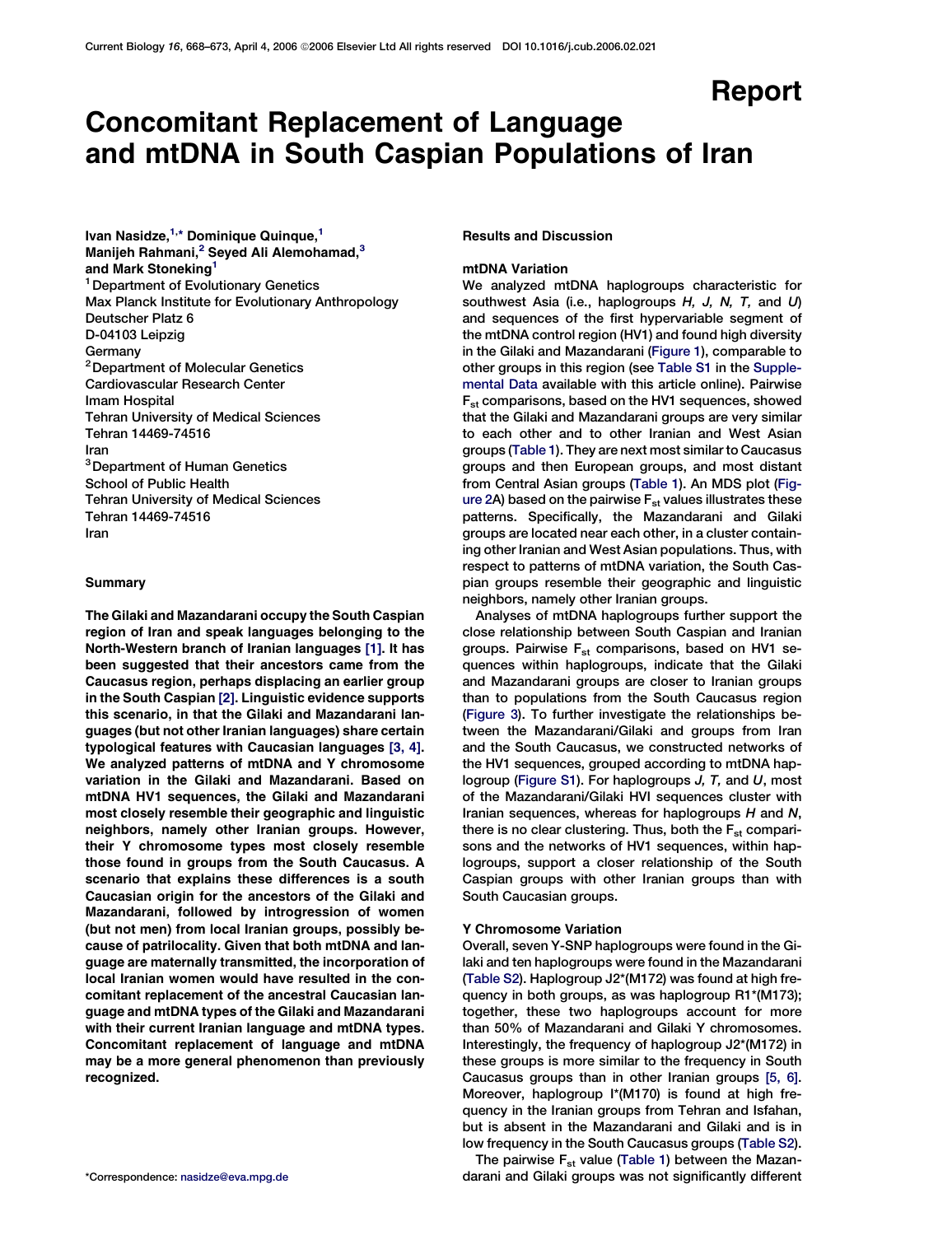Report

# Concomitant Replacement of Language and mtDNA in South Caspian Populations of Iran

Ivan Nasidze,[1,*] Dominique Quinque,[1] Manijeh Rahmani,[2] Seyed Ali Alemohamad,[3] and Mark Stoneking[1]

[1] Department of Evolutionary Genetics
Max Planck Institute for Evolutionary Anthropology
Deutscher Platz 6
D-04103 Leipzig
Germany

[2] Department of Molecular Genetics
Cardiovascular Research Center
Imam Hospital
Tehran University of Medical Sciences
Tehran 14469-74516
Iran

[3] Department of Human Genetics
School of Public Health
Tehran University of Medical Sciences
Tehran 14469-74516
Iran

## Summary

**The Gilaki and Mazandarani occupy the South Caspian region of Iran and speak languages belonging to the North-Western branch of Iranian languages [1]. It has been suggested that their ancestors came from the Caucasus region, perhaps displacing an earlier group in the South Caspian [2]. Linguistic evidence supports this scenario, in that the Gilaki and Mazandarani languages (but not other Iranian languages) share certain typological features with Caucasian languages [3, 4]. We analyzed patterns of mtDNA and Y chromosome variation in the Gilaki and Mazandarani. Based on mtDNA HV1 sequences, the Gilaki and Mazandarani most closely resemble their geographic and linguistic neighbors, namely other Iranian groups. However, their Y chromosome types most closely resemble those found in groups from the South Caucasus. A scenario that explains these differences is a south Caucasian origin for the ancestors of the Gilaki and Mazandarani, followed by introgression of women (but not men) from local Iranian groups, possibly because of patrilocality. Given that both mtDNA and language are maternally transmitted, the incorporation of local Iranian women would have resulted in the concomitant replacement of the ancestral Caucasian language and mtDNA types of the Gilaki and Mazandarani with their current Iranian language and mtDNA types. Concomitant replacement of language and mtDNA may be a more general phenomenon than previously recognized.**

*Correspondence: nasidze@eva.mpg.de

## Results and Discussion

### mtDNA Variation

We analyzed mtDNA haplogroups characteristic for southwest Asia (i.e., haplogroups *H, J, N, T,* and *U*) and sequences of the first hypervariable segment of the mtDNA control region (HV1) and found high diversity in the Gilaki and Mazandarani (Figure 1), comparable to other groups in this region (see Table S1 in the Supplemental Data available with this article online). Pairwise $F_{st}$ comparisons, based on the HV1 sequences, showed that the Gilaki and Mazandarani groups are very similar to each other and to other Iranian and West Asian groups (Table 1). They are next most similar to Caucasus groups and then European groups, and most distant from Central Asian groups (Table 1). An MDS plot (Figure 2A) based on the pairwise $F_{st}$ values illustrates these patterns. Specifically, the Mazandarani and Gilaki groups are located near each other, in a cluster containing other Iranian and West Asian populations. Thus, with respect to patterns of mtDNA variation, the South Caspian groups resemble their geographic and linguistic neighbors, namely other Iranian groups.

Analyses of mtDNA haplogroups further support the close relationship between South Caspian and Iranian groups. Pairwise $F_{st}$ comparisons, based on HV1 sequences within haplogroups, indicate that the Gilaki and Mazandarani groups are closer to Iranian groups than to populations from the South Caucasus region (Figure 3). To further investigate the relationships between the Mazandarani/Gilaki and groups from Iran and the South Caucasus, we constructed networks of the HV1 sequences, grouped according to mtDNA haplogroup (Figure S1). For haplogroups *J, T,* and *U*, most of the Mazandarani/Gilaki HVI sequences cluster with Iranian sequences, whereas for haplogroups *H* and *N*, there is no clear clustering. Thus, both the $F_{st}$ comparisons and the networks of HV1 sequences, within haplogroups, support a closer relationship of the South Caspian groups with other Iranian groups than with South Caucasian groups.

### Y Chromosome Variation

Overall, seven Y-SNP haplogroups were found in the Gilaki and ten haplogroups were found in the Mazandarani (Table S2). Haplogroup J2*(M172) was found at high frequency in both groups, as was haplogroup R1*(M173); together, these two haplogroups account for more than 50% of Mazandarani and Gilaki Y chromosomes. Interestingly, the frequency of haplogroup J2*(M172) in these groups is more similar to the frequency in South Caucasus groups than in other Iranian groups [5, 6]. Moreover, haplogroup I*(M170) is found at high frequency in the Iranian groups from Tehran and Isfahan, but is absent in the Mazandarani and Gilaki and is in low frequency in the South Caucasus groups (Table S2).

The pairwise $F_{st}$ value (Table 1) between the Mazandarani and Gilaki groups was not significantly different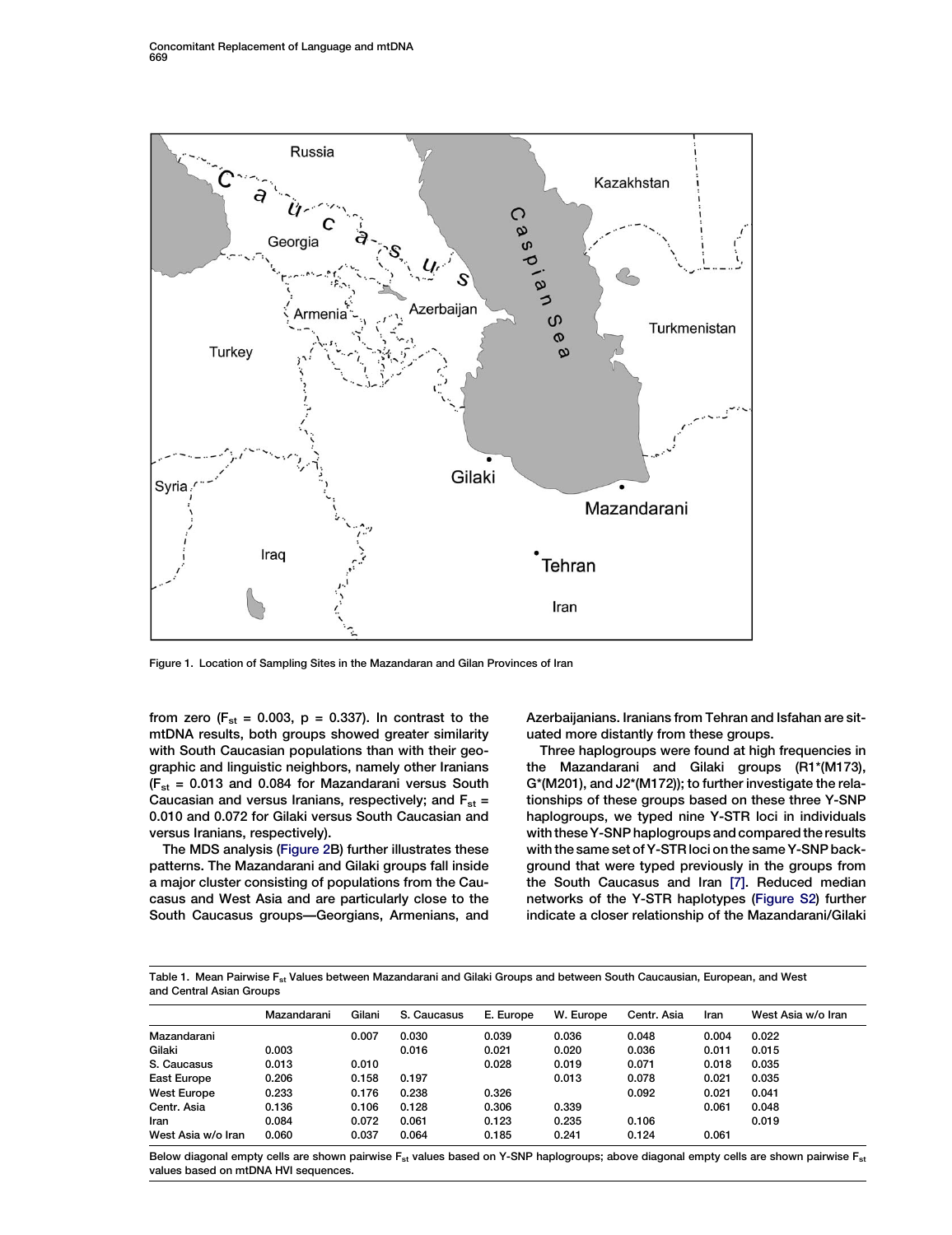Figure 1. Location of Sampling Sites in the Mazandaran and Gilan Provinces of Iran

from zero ($F_{st}$ = 0.003, p = 0.337). In contrast to the mtDNA results, both groups showed greater similarity with South Caucasian populations than with their geographic and linguistic neighbors, namely other Iranians ($F_{st}$ = 0.013 and 0.084 for Mazandarani versus South Caucasian and versus Iranians, respectively; and $F_{st}$ = 0.010 and 0.072 for Gilaki versus South Caucasian and versus Iranians, respectively).

The MDS analysis (Figure 2B) further illustrates these patterns. The Mazandarani and Gilaki groups fall inside a major cluster consisting of populations from the Caucasus and West Asia and are particularly close to the South Caucasus groups—Georgians, Armenians, and Azerbaijanians. Iranians from Tehran and Isfahan are situated more distantly from these groups.

Three haplogroups were found at high frequencies in the Mazandarani and Gilaki groups (R1*(M173), G*(M201), and J2*(M172)); to further investigate the relationships of these groups based on these three Y-SNP haplogroups, we typed nine Y-STR loci in individuals with these Y-SNP haplogroups and compared the results with the same set of Y-STR loci on the same Y-SNP background that were typed previously in the groups from the South Caucasus and Iran [7]. Reduced median networks of the Y-STR haplotypes (Figure S2) further indicate a closer relationship of the Mazandarani/Gilaki

Table 1. Mean Pairwise $F_{st}$ Values between Mazandarani and Gilaki Groups and between South Caucausian, European, and West and Central Asian Groups

| | Mazandarani | Gilani | S. Caucasus | E. Europe | W. Europe | Centr. Asia | Iran | West Asia w/o Iran |
|---|---|---|---|---|---|---|---|---|
| Mazandarani | | 0.007 | 0.030 | 0.039 | 0.036 | 0.048 | 0.004 | 0.022 |
| Gilaki | 0.003 | | 0.016 | 0.021 | 0.020 | 0.036 | 0.011 | 0.015 |
| S. Caucasus | 0.013 | 0.010 | | 0.028 | 0.019 | 0.071 | 0.018 | 0.035 |
| East Europe | 0.206 | 0.158 | 0.197 | | 0.013 | 0.078 | 0.021 | 0.035 |
| West Europe | 0.233 | 0.176 | 0.238 | 0.326 | | 0.092 | 0.021 | 0.041 |
| Centr. Asia | 0.136 | 0.106 | 0.128 | 0.306 | 0.339 | | 0.061 | 0.048 |
| Iran | 0.084 | 0.072 | 0.061 | 0.123 | 0.235 | 0.106 | | 0.019 |
| West Asia w/o Iran | 0.060 | 0.037 | 0.064 | 0.185 | 0.241 | 0.124 | 0.061 | |

Below diagonal empty cells are shown pairwise $F_{st}$ values based on Y-SNP haplogroups; above diagonal empty cells are shown pairwise $F_{st}$ values based on mtDNA HVI sequences.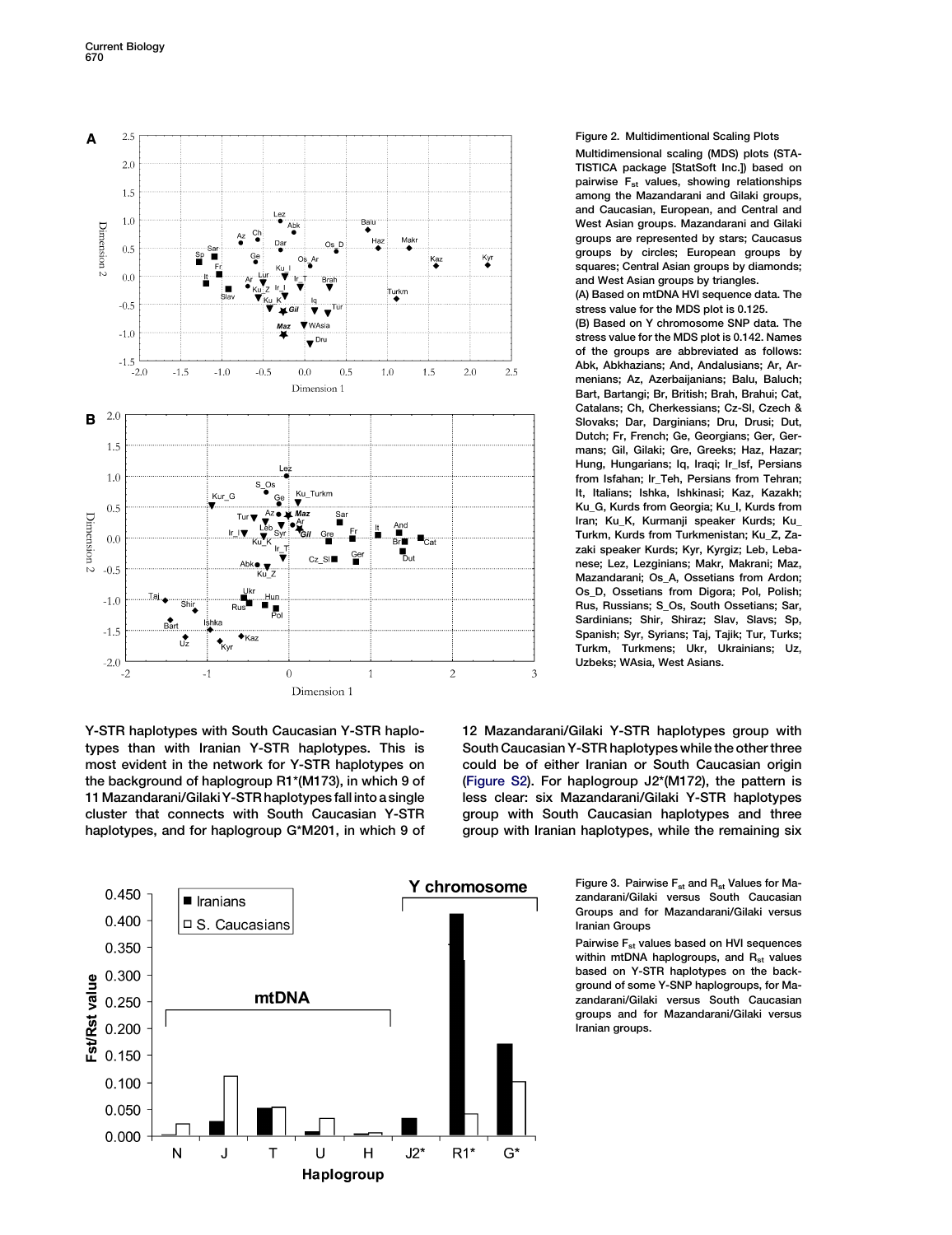Figure 2. Multidimentional Scaling Plots

Multidimensional scaling (MDS) plots (STATISTICA package [StatSoft Inc.]) based on pairwise $F_{st}$ values, showing relationships among the Mazandarani and Gilaki groups, and Caucasian, European, and Central and West Asian groups. Mazandarani and Gilaki groups are represented by stars; Caucasus groups by circles; European groups by squares; Central Asian groups by diamonds; and West Asian groups by triangles.

(A) Based on mtDNA HVI sequence data. The stress value for the MDS plot is 0.125.

(B) Based on Y chromosome SNP data. The stress value for the MDS plot is 0.142. Names of the groups are abbreviated as follows: Abk, Abkhazians; And, Andalusians; Ar, Armenians; Az, Azerbaijanians; Balu, Baluch; Bart, Bartangi; Br, British; Brah, Brahui; Cat, Catalans; Ch, Cherkessians; Cz-Sl, Czech & Slovaks; Dar, Darginians; Dru, Drusi; Dut, Dutch; Fr, French; Ge, Georgians; Ger, Germans; Gil, Gilaki; Gre, Greeks; Haz, Hazar; Hung, Hungarians; Iq, Iraqi; Ir_Isf, Persians from Isfahan; Ir_Teh, Persians from Tehran; It, Italians; Ishka, Ishkinasi; Kaz, Kazakh; Ku_G, Kurds from Georgia; Ku_I, Kurds from Iran; Ku_K, Kurmanji speaker Kurds; Ku_Turkm, Kurds from Turkmenistan; Ku_Z, Zazaki speaker Kurds; Kyr, Kyrgiz; Leb, Lebanese; Lez, Lezginians; Makr, Makrani; Maz, Mazandarani; Os_A, Ossetians from Ardon; Os_D, Ossetians from Digora; Pol, Polish; Rus, Russians; S_Os, South Ossetians; Sar, Sardinians; Shir, Shiraz; Slav, Slavs; Sp, Spanish; Syr, Syrians; Taj, Tajik; Tur, Turks; Turkm, Turkmens; Ukr, Ukrainians; Uz, Uzbeks; WAsia, West Asians.

Y-STR haplotypes with South Caucasian Y-STR haplotypes than with Iranian Y-STR haplotypes. This is most evident in the network for Y-STR haplotypes on the background of haplogroup R1*(M173), in which 9 of 11 Mazandarani/Gilaki Y-STR haplotypes fall into a single cluster that connects with South Caucasian Y-STR haplotypes, and for haplogroup G*M201, in which 9 of 12 Mazandarani/Gilaki Y-STR haplotypes group with South Caucasian Y-STR haplotypes while the other three could be of either Iranian or South Caucasian origin (Figure S2). For haplogroup J2*(M172), the pattern is less clear: six Mazandarani/Gilaki Y-STR haplotypes group with South Caucasian haplotypes and three group with Iranian haplotypes, while the remaining six

Figure 3. Pairwise $F_{st}$ and $R_{st}$ Values for Mazandarani/Gilaki versus South Caucasian Groups and for Mazandarani/Gilaki versus Iranian Groups

Pairwise $F_{st}$ values based on HVI sequences within mtDNA haplogroups, and $R_{st}$ values based on Y-STR haplotypes on the background of some Y-SNP haplogroups, for Mazandarani/Gilaki versus South Caucasian groups and for Mazandarani/Gilaki versus Iranian groups.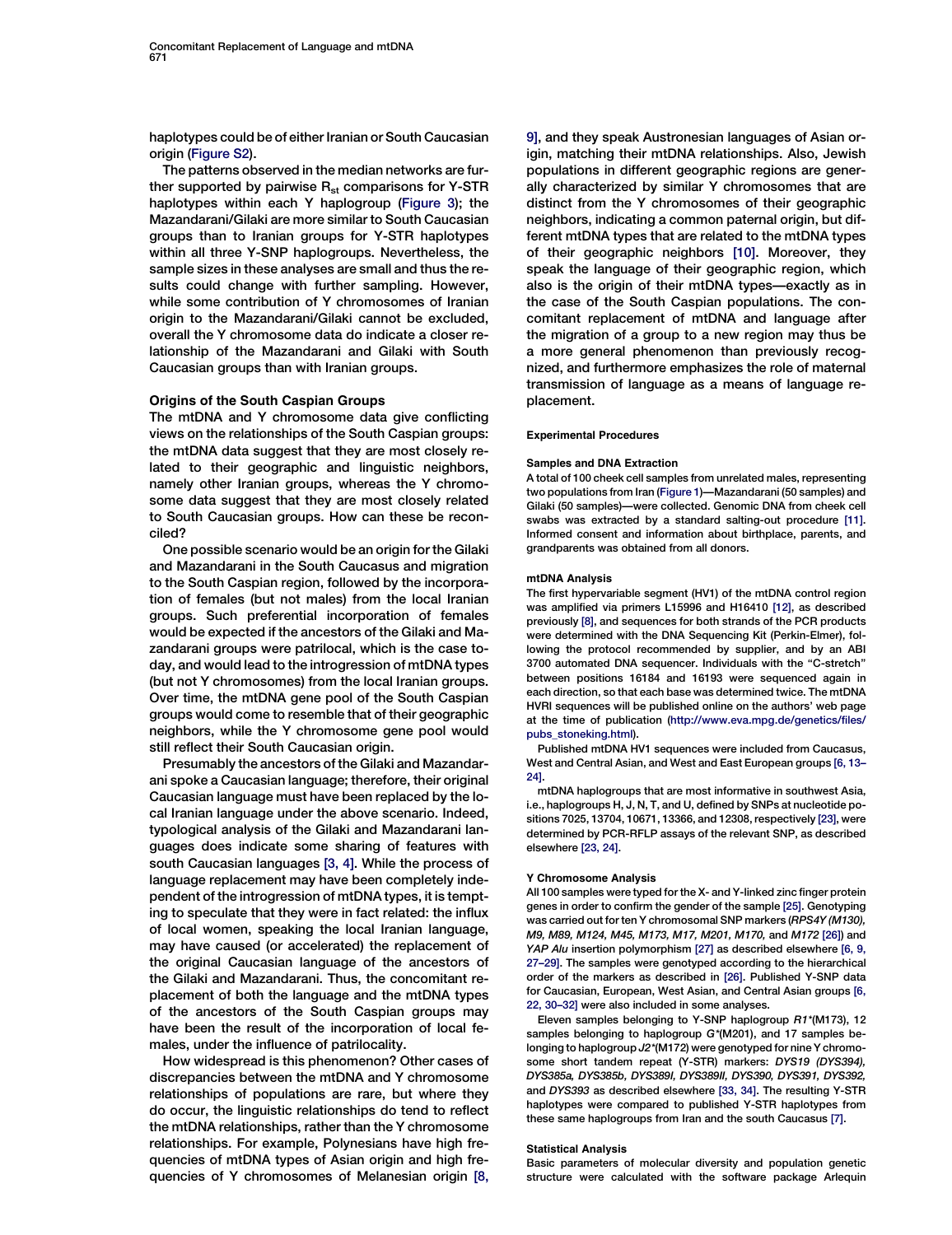haplotypes could be of either Iranian or South Caucasian origin (Figure S2).

The patterns observed in the median networks are further supported by pairwise $R_{st}$ comparisons for Y-STR haplotypes within each Y haplogroup (Figure 3); the Mazandarani/Gilaki are more similar to South Caucasian groups than to Iranian groups for Y-STR haplotypes within all three Y-SNP haplogroups. Nevertheless, the sample sizes in these analyses are small and thus the results could change with further sampling. However, while some contribution of Y chromosomes of Iranian origin to the Mazandarani/Gilaki cannot be excluded, overall the Y chromosome data do indicate a closer relationship of the Mazandarani and Gilaki with South Caucasian groups than with Iranian groups.

### Origins of the South Caspian Groups

The mtDNA and Y chromosome data give conflicting views on the relationships of the South Caspian groups: the mtDNA data suggest that they are most closely related to their geographic and linguistic neighbors, namely other Iranian groups, whereas the Y chromosome data suggest that they are most closely related to South Caucasian groups. How can these be reconciled?

One possible scenario would be an origin for the Gilaki and Mazandarani in the South Caucasus and migration to the South Caspian region, followed by the incorporation of females (but not males) from the local Iranian groups. Such preferential incorporation of females would be expected if the ancestors of the Gilaki and Mazandarani groups were patrilocal, which is the case today, and would lead to the introgression of mtDNA types (but not Y chromosomes) from the local Iranian groups. Over time, the mtDNA gene pool of the South Caspian groups would come to resemble that of their geographic neighbors, while the Y chromosome gene pool would still reflect their South Caucasian origin.

Presumably the ancestors of the Gilaki and Mazandarani spoke a Caucasian language; therefore, their original Caucasian language must have been replaced by the local Iranian language under the above scenario. Indeed, typological analysis of the Gilaki and Mazandarani languages does indicate some sharing of features with south Caucasian languages [3, 4]. While the process of language replacement may have been completely independent of the introgression of mtDNA types, it is tempting to speculate that they were in fact related: the influx of local women, speaking the local Iranian language, may have caused (or accelerated) the replacement of the original Caucasian language of the ancestors of the Gilaki and Mazandarani. Thus, the concomitant replacement of both the language and the mtDNA types of the ancestors of the South Caspian groups may have been the result of the incorporation of local females, under the influence of patrilocality.

How widespread is this phenomenon? Other cases of discrepancies between the mtDNA and Y chromosome relationships of populations are rare, but where they do occur, the linguistic relationships do tend to reflect the mtDNA relationships, rather than the Y chromosome relationships. For example, Polynesians have high frequencies of mtDNA types of Asian origin and high frequencies of Y chromosomes of Melanesian origin [8, 9], and they speak Austronesian languages of Asian origin, matching their mtDNA relationships. Also, Jewish populations in different geographic regions are generally characterized by similar Y chromosomes that are distinct from the Y chromosomes of their geographic neighbors, indicating a common paternal origin, but different mtDNA types that are related to the mtDNA types of their geographic neighbors [10]. Moreover, they speak the language of their geographic region, which also is the origin of their mtDNA types—exactly as in the case of the South Caspian populations. The concomitant replacement of mtDNA and language after the migration of a group to a new region may thus be a more general phenomenon than previously recognized, and furthermore emphasizes the role of maternal transmission of language as a means of language replacement.

## Experimental Procedures

### Samples and DNA Extraction

A total of 100 cheek cell samples from unrelated males, representing two populations from Iran (Figure 1)—Mazandarani (50 samples) and Gilaki (50 samples)—were collected. Genomic DNA from cheek cell swabs was extracted by a standard salting-out procedure [11]. Informed consent and information about birthplace, parents, and grandparents was obtained from all donors.

### mtDNA Analysis

The first hypervariable segment (HV1) of the mtDNA control region was amplified via primers L15996 and H16410 [12], as described previously [8], and sequences for both strands of the PCR products were determined with the DNA Sequencing Kit (Perkin-Elmer), following the protocol recommended by supplier, and by an ABI 3700 automated DNA sequencer. Individuals with the "C-stretch" between positions 16184 and 16193 were sequenced again in each direction, so that each base was determined twice. The mtDNA HVRI sequences will be published online on the authors' web page at the time of publication (http://www.eva.mpg.de/genetics/files/pubs_stoneking.html).

Published mtDNA HV1 sequences were included from Caucasus, West and Central Asian, and West and East European groups [6, 13–24].

mtDNA haplogroups that are most informative in southwest Asia, i.e., haplogroups H, J, N, T, and U, defined by SNPs at nucleotide positions 7025, 13704, 10671, 13366, and 12308, respectively [23], were determined by PCR-RFLP assays of the relevant SNP, as described elsewhere [23, 24].

### Y Chromosome Analysis

All 100 samples were typed for the X- and Y-linked zinc finger protein genes in order to confirm the gender of the sample [25]. Genotyping was carried out for ten Y chromosomal SNP markers (*RPS4Y (M130), M9, M89, M124, M45, M173, M17, M201, M170,* and *M172* [26]) and *YAP Alu* insertion polymorphism [27] as described elsewhere [6, 9, 27–29]. The samples were genotyped according to the hierarchical order of the markers as described in [26]. Published Y-SNP data for Caucasian, European, West Asian, and Central Asian groups [6, 22, 30–32] were also included in some analyses.

Eleven samples belonging to Y-SNP haplogroup *R1*\*(M173), 12 samples belonging to haplogroup *G*\*(M201), and 17 samples belonging to haplogroup *J2*\*(M172) were genotyped for nine Y chromosome short tandem repeat (Y-STR) markers: *DYS19 (DYS394), DYS385a, DYS385b, DYS389I, DYS389II, DYS390, DYS391, DYS392,* and *DYS393* as described elsewhere [33, 34]. The resulting Y-STR haplotypes were compared to published Y-STR haplotypes from these same haplogroups from Iran and the south Caucasus [7].

### Statistical Analysis

Basic parameters of molecular diversity and population genetic structure were calculated with the software package Arlequin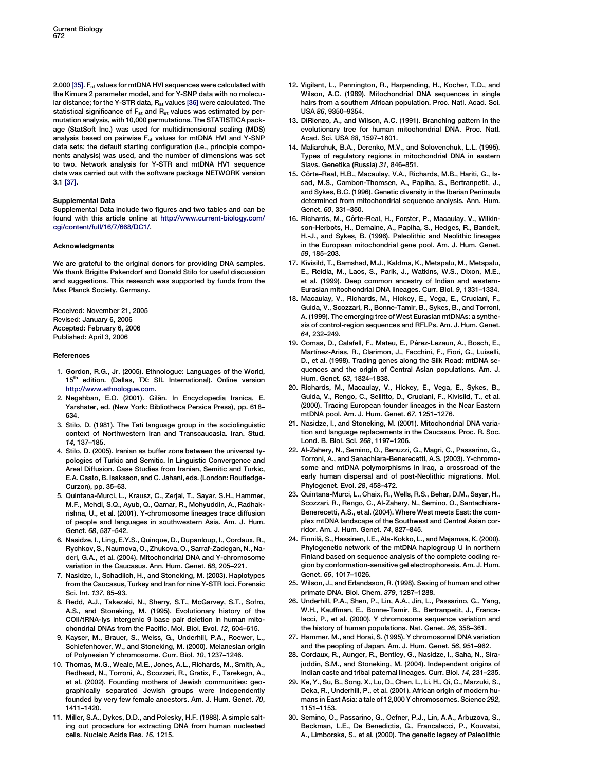2.000 [35]. $F_{st}$ values for mtDNA HVI sequences were calculated with the Kimura 2 parameter model, and for Y-SNP data with no molecular distance; for the Y-STR data, $R_{st}$ values [36] were calculated. The statistical significance of $F_{st}$ and $R_{st}$ values was estimated by permutation analysis, with 10,000 permutations. The STATISTICA package (StatSoft Inc.) was used for multidimensional scaling (MDS) analysis based on pairwise $F_{st}$ values for mtDNA HVI and Y-SNP data sets; the default starting configuration (i.e., principle components analysis) was used, and the number of dimensions was set to two. Network analysis for Y-STR and mtDNA HV1 sequence data was carried out with the software package NETWORK version 3.1 [37].

### Supplemental Data

Supplemental Data include two figures and two tables and can be found with this article online at http://www.current-biology.com/cgi/content/full/16/7/668/DC1/.

### Acknowledgments

We are grateful to the original donors for providing DNA samples. We thank Brigitte Pakendorf and Donald Stilo for useful discussion and suggestions. This research was supported by funds from the Max Planck Society, Germany.

Received: November 21, 2005
Revised: January 6, 2006
Accepted: February 6, 2006
Published: April 3, 2006

### References

1. Gordon, R.G., Jr. (2005). Ethnologue: Languages of the World, 15[th] edition. (Dallas, TX: SIL International). Online version http://www.ethnologue.com.
2. Negahban, E.O. (2001). Gilân. In Encyclopedia Iranica, E. Yarshater, ed. (New York: Bibliotheca Persica Press), pp. 618–634.
3. Stilo, D. (1981). The Tati language group in the sociolinguistic context of Northwestern Iran and Transcaucasia. Iran. Stud. *14*, 137–185.
4. Stilo, D. (2005). Iranian as buffer zone between the universal typologies of Turkic and Semitic. In Linguistic Convergence and Areal Diffusion. Case Studies from Iranian, Semitic and Turkic, E.A. Csato, B. Isaksson, and C. Jahani, eds. (London: Routledge-Curzon), pp. 35–63.
5. Quintana-Murci, L., Krausz, C., Zerjal, T., Sayar, S.H., Hammer, M.F., Mehdi, S.Q., Ayub, Q., Qamar, R., Mohyuddin, A., Radhakrishna, U., et al. (2001). Y-chromosome lineages trace diffusion of people and languages in southwestern Asia. Am. J. Hum. Genet. *68*, 537–542.
6. Nasidze, I., Ling, E.Y.S., Quinque, D., Dupanloup, I., Cordaux, R., Rychkov, S., Naumova, O., Zhukova, O., Sarraf-Zadegan, N., Naderi, G.A., et al. (2004). Mitochondrial DNA and Y-chromosome variation in the Caucasus. Ann. Hum. Genet. *68*, 205–221.
7. Nasidze, I., Schadlich, H., and Stoneking, M. (2003). Haplotypes from the Caucasus, Turkey and Iran for nine Y-STR loci. Forensic Sci. Int. *137*, 85–93.
8. Redd, A.J., Takezaki, N., Sherry, S.T., McGarvey, S.T., Sofro, A.S., and Stoneking, M. (1995). Evolutionary history of the COII/tRNA-lys intergenic 9 base pair deletion in human mitochondrial DNAs from the Pacific. Mol. Biol. Evol. *12*, 604–615.
9. Kayser, M., Brauer, S., Weiss, G., Underhill, P.A., Roewer, L., Schiefenhover, W., and Stoneking, M. (2000). Melanesian origin of Polynesian Y chromosome. Curr. Biol. *10*, 1237–1246.
10. Thomas, M.G., Weale, M.E., Jones, A.L., Richards, M., Smith, A., Redhead, N., Torroni, A., Scozzari, R., Gratix, F., Tarekegn, A., et al. (2002). Founding mothers of Jewish communities: geographically separated Jewish groups were independently founded by very few female ancestors. Am. J. Hum. Genet. *70*, 1411–1420.
11. Miller, S.A., Dykes, D.D., and Polesky, H.F. (1988). A simple salting out procedure for extracting DNA from human nucleated cells. Nucleic Acids Res. *16*, 1215.
12. Vigilant, L., Pennington, R., Harpending, H., Kocher, T.D., and Wilson, A.C. (1989). Mitochondrial DNA sequences in single hairs from a southern African population. Proc. Natl. Acad. Sci. USA *86*, 9350–9354.
13. DiRienzo, A., and Wilson, A.C. (1991). Branching pattern in the evolutionary tree for human mitochondrial DNA. Proc. Natl. Acad. Sci. USA *88*, 1597–1601.
14. Maliarchuk, B.A., Derenko, M.V., and Solovenchuk, L.L. (1995). Types of regulatory regions in mitochondrial DNA in eastern Slavs. Genetika (Russia) *31*, 846–851.
15. Côrte–Real, H.B., Macaulay, V.A., Richards, M.B., Hariti, G., Issad, M.S., Cambon-Thomsen, A., Papiha, S., Bertranpetit, J., and Sykes, B.C. (1996). Genetic diversity in the Iberian Peninsula determined from mitochondrial sequence analysis. Ann. Hum. Genet. *60*, 331–350.
16. Richards, M., Côrte-Real, H., Forster, P., Macaulay, V., Wilkinson-Herbots, H., Demaine, A., Papiha, S., Hedges, R., Bandelt, H.-J., and Sykes, B. (1996). Paleolithic and Neolithic lineages in the European mitochondrial gene pool. Am. J. Hum. Genet. *59*, 185–203.
17. Kivisild, T., Bamshad, M.J., Kaldma, K., Metspalu, M., Metspalu, E., Reidla, M., Laos, S., Parik, J., Watkins, W.S., Dixon, M.E., et al. (1999). Deep common ancestry of Indian and western-Eurasian mitochondrial DNA lineages. Curr. Biol. *9*, 1331–1334.
18. Macaulay, V., Richards, M., Hickey, E., Vega, E., Cruciani, F., Guida, V., Scozzari, R., Bonne-Tamir, B., Sykes, B., and Torroni, A. (1999). The emerging tree of West Eurasian mtDNAs: a synthesis of control-region sequences and RFLPs. Am. J. Hum. Genet. *64*, 232–249.
19. Comas, D., Calafell, F., Mateu, E., Pérez-Lezaun, A., Bosch, E., Martínez-Arias, R., Clarimon, J., Facchini, F., Fiori, G., Luiselli, D., et al. (1998). Trading genes along the Silk Road: mtDNA sequences and the origin of Central Asian populations. Am. J. Hum. Genet. *63*, 1824–1838.
20. Richards, M., Macaulay, V., Hickey, E., Vega, E., Sykes, B., Guida, V., Rengo, C., Sellitto, D., Cruciani, F., Kivisild, T., et al. (2000). Tracing European founder lineages in the Near Eastern mtDNA pool. Am. J. Hum. Genet. *67*, 1251–1276.
21. Nasidze, I., and Stoneking, M. (2001). Mitochondrial DNA variation and language replacements in the Caucasus. Proc. R. Soc. Lond. B. Biol. Sci. *268*, 1197–1206.
22. Al-Zahery, N., Semino, O., Benuzzi, G., Magri, C., Passarino, G., Torroni, A., and Sanachiara-Benerecetti, A.S. (2003). Y-chromosome and mtDNA polymorphisms in Iraq, a crossroad of the early human dispersal and of post-Neolithic migrations. Mol. Phylogenet. Evol. *28*, 458–472.
23. Quintana-Murci, L., Chaix, R., Wells, R.S., Behar, D.M., Sayar, H., Scozzari, R., Rengo, C., Al-Zahery, N., Semino, O., Santachiara-Benerecetti, A.S., et al. (2004). Where West meets East: the complex mtDNA landscape of the Southwest and Central Asian corridor. Am. J. Hum. Genet. *74*, 827–845.
24. Finnilä, S., Hassinen, I.E., Ala-Kokko, L., and Majamaa, K. (2000). Phylogenetic network of the mtDNA haplogroup U in northern Finland based on sequence analysis of the complete coding region by conformation-sensitive gel electrophoresis. Am. J. Hum. Genet. *66*, 1017–1026.
25. Wilson, J., and Erlandsson, R. (1998). Sexing of human and other primate DNA. Biol. Chem. *379*, 1287–1288.
26. Underhill, P.A., Shen, P., Lin, A.A., Jin, L., Passarino, G., Yang, W.H., Kauffman, E., Bonne-Tamir, B., Bertranpetit, J., Francalacci, P., et al. (2000). Y chromosome sequence variation and the history of human populations. Nat. Genet. *26*, 358–361.
27. Hammer, M., and Horai, S. (1995). Y chromosomal DNA variation and the peopling of Japan. Am. J. Hum. Genet. *56*, 951–962.
28. Cordaux, R., Aunger, R., Bentley, G., Nasidze, I., Saha, N., Sirajuddin, S.M., and Stoneking, M. (2004). Independent origins of Indian caste and tribal paternal lineages. Curr. Biol. *14*, 231–235.
29. Ke, Y., Su, B., Song, X., Lu, D., Chen, L., Li, H., Qi, C., Marzuki, S., Deka, R., Underhill, P., et al. (2001). African origin of modern humans in East Asia: a tale of 12,000 Y chromosomes. Science *292*, 1151–1153.
30. Semino, O., Passarino, G., Oefner, P.J., Lin, A.A., Arbuzova, S., Beckman, L.E., De Benedictis, G., Francalacci, P., Kouvatsi, A., Limborska, S., et al. (2000). The genetic legacy of Paleolithic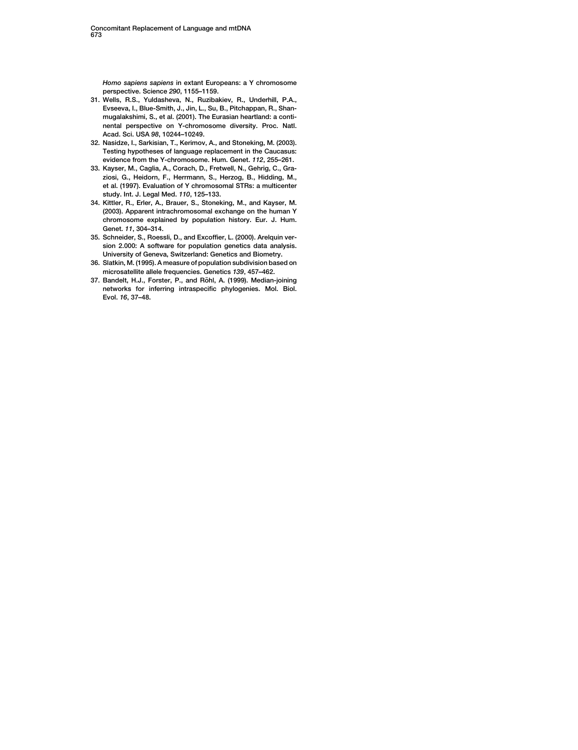*Homo sapiens sapiens* in extant Europeans: a Y chromosome perspective. Science *290*, 1155–1159.

31. Wells, R.S., Yuldasheva, N., Ruzibakiev, R., Underhill, P.A., Evseeva, I., Blue-Smith, J., Jin, L., Su, B., Pitchappan, R., Shanmugalakshimi, S., et al. (2001). The Eurasian heartland: a continental perspective on Y-chromosome diversity. Proc. Natl. Acad. Sci. USA *98*, 10244–10249.
32. Nasidze, I., Sarkisian, T., Kerimov, A., and Stoneking, M. (2003). Testing hypotheses of language replacement in the Caucasus: evidence from the Y-chromosome. Hum. Genet. *112*, 255–261.
33. Kayser, M., Caglia, A., Corach, D., Fretwell, N., Gehrig, C., Graziosi, G., Heidorn, F., Herrmann, S., Herzog, B., Hidding, M., et al. (1997). Evaluation of Y chromosomal STRs: a multicenter study. Int. J. Legal Med. *110*, 125–133.
34. Kittler, R., Erler, A., Brauer, S., Stoneking, M., and Kayser, M. (2003). Apparent intrachromosomal exchange on the human Y chromosome explained by population history. Eur. J. Hum. Genet. *11*, 304–314.
35. Schneider, S., Roessli, D., and Excoffier, L. (2000). Arelquin version 2.000: A software for population genetics data analysis. University of Geneva, Switzerland: Genetics and Biometry.
36. Slatkin, M. (1995). A measure of population subdivision based on microsatellite allele frequencies. Genetics *139*, 457–462.
37. Bandelt, H.J., Forster, P., and Röhl, A. (1999). Median-joining networks for inferring intraspecific phylogenies. Mol. Biol. Evol. *16*, 37–48.